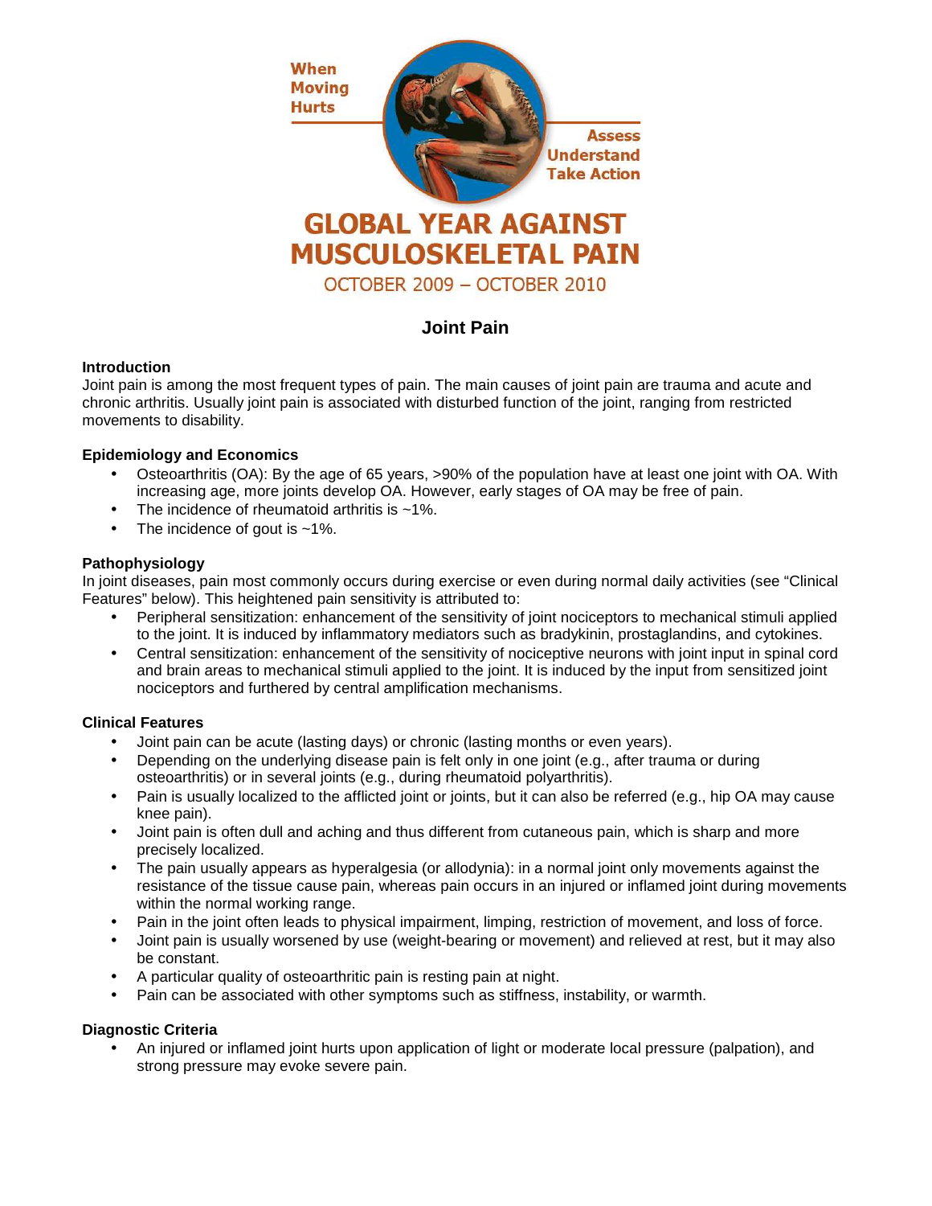When Moving Hurts

Assess Understand Take Action

# GLOBAL YEAR AGAINST MUSCULOSKELETAL PAIN

OCTOBER 2009 – OCTOBER 2010

## Joint Pain

### Introduction

Joint pain is among the most frequent types of pain. The main causes of joint pain are trauma and acute and chronic arthritis. Usually joint pain is associated with disturbed function of the joint, ranging from restricted movements to disability.

### Epidemiology and Economics

- Osteoarthritis (OA): By the age of 65 years, >90% of the population have at least one joint with OA. With increasing age, more joints develop OA. However, early stages of OA may be free of pain.
- The incidence of rheumatoid arthritis is ~1%.
- The incidence of gout is ~1%.

### Pathophysiology

In joint diseases, pain most commonly occurs during exercise or even during normal daily activities (see "Clinical Features" below). This heightened pain sensitivity is attributed to:

- Peripheral sensitization: enhancement of the sensitivity of joint nociceptors to mechanical stimuli applied to the joint. It is induced by inflammatory mediators such as bradykinin, prostaglandins, and cytokines.
- Central sensitization: enhancement of the sensitivity of nociceptive neurons with joint input in spinal cord and brain areas to mechanical stimuli applied to the joint. It is induced by the input from sensitized joint nociceptors and furthered by central amplification mechanisms.

### Clinical Features

- Joint pain can be acute (lasting days) or chronic (lasting months or even years).
- Depending on the underlying disease pain is felt only in one joint (e.g., after trauma or during osteoarthritis) or in several joints (e.g., during rheumatoid polyarthritis).
- Pain is usually localized to the afflicted joint or joints, but it can also be referred (e.g., hip OA may cause knee pain).
- Joint pain is often dull and aching and thus different from cutaneous pain, which is sharp and more precisely localized.
- The pain usually appears as hyperalgesia (or allodynia): in a normal joint only movements against the resistance of the tissue cause pain, whereas pain occurs in an injured or inflamed joint during movements within the normal working range.
- Pain in the joint often leads to physical impairment, limping, restriction of movement, and loss of force.
- Joint pain is usually worsened by use (weight-bearing or movement) and relieved at rest, but it may also be constant.
- A particular quality of osteoarthritic pain is resting pain at night.
- Pain can be associated with other symptoms such as stiffness, instability, or warmth.

### Diagnostic Criteria

- An injured or inflamed joint hurts upon application of light or moderate local pressure (palpation), and strong pressure may evoke severe pain.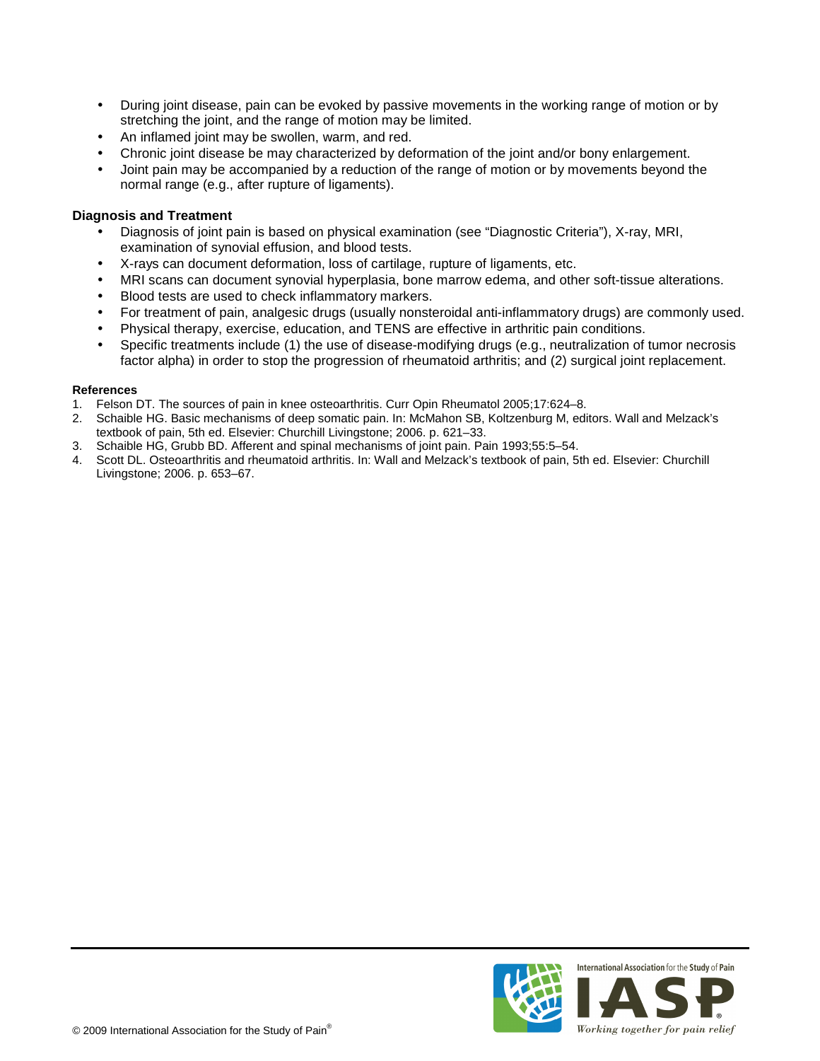- During joint disease, pain can be evoked by passive movements in the working range of motion or by stretching the joint, and the range of motion may be limited.
- An inflamed joint may be swollen, warm, and red.
- Chronic joint disease be may characterized by deformation of the joint and/or bony enlargement.
- Joint pain may be accompanied by a reduction of the range of motion or by movements beyond the normal range (e.g., after rupture of ligaments).

**Diagnosis and Treatment**

- Diagnosis of joint pain is based on physical examination (see "Diagnostic Criteria"), X-ray, MRI, examination of synovial effusion, and blood tests.
- X-rays can document deformation, loss of cartilage, rupture of ligaments, etc.
- MRI scans can document synovial hyperplasia, bone marrow edema, and other soft-tissue alterations.
- Blood tests are used to check inflammatory markers.
- For treatment of pain, analgesic drugs (usually nonsteroidal anti-inflammatory drugs) are commonly used.
- Physical therapy, exercise, education, and TENS are effective in arthritic pain conditions.
- Specific treatments include (1) the use of disease-modifying drugs (e.g., neutralization of tumor necrosis factor alpha) in order to stop the progression of rheumatoid arthritis; and (2) surgical joint replacement.

**References**

1. Felson DT. The sources of pain in knee osteoarthritis. Curr Opin Rheumatol 2005;17:624–8.
2. Schaible HG. Basic mechanisms of deep somatic pain. In: McMahon SB, Koltzenburg M, editors. Wall and Melzack's textbook of pain, 5th ed. Elsevier: Churchill Livingstone; 2006. p. 621–33.
3. Schaible HG, Grubb BD. Afferent and spinal mechanisms of joint pain. Pain 1993;55:5–54.
4. Scott DL. Osteoarthritis and rheumatoid arthritis. In: Wall and Melzack's textbook of pain, 5th ed. Elsevier: Churchill Livingstone; 2006. p. 653–67.

© 2009 International Association for the Study of Pain®

International Association for the Study of Pain

IASP®

*Working together for pain relief*